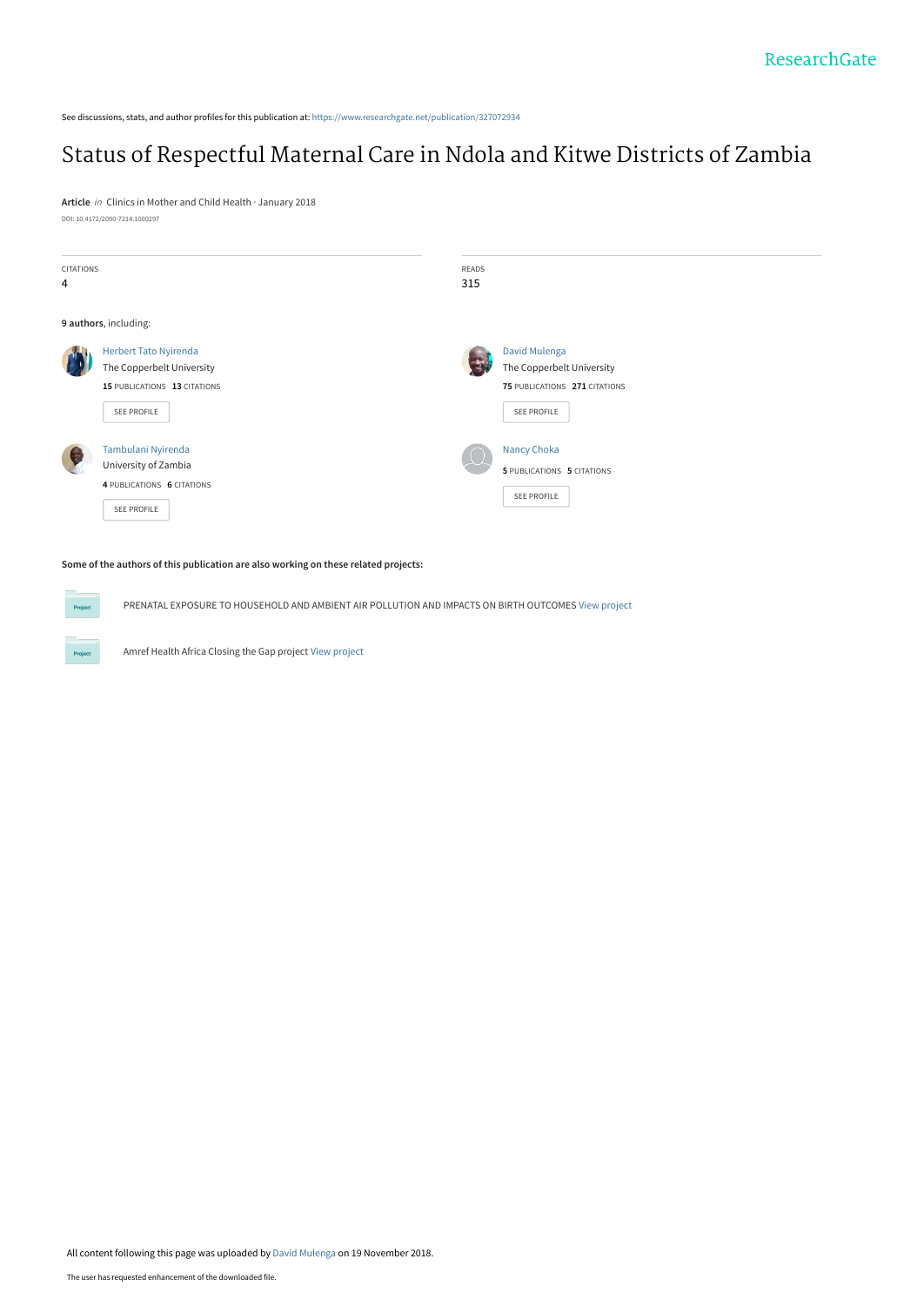See discussions, stats, and author profiles for this publication at: https://www.researchgate.net/publication/327072934

# Status of Respectful Maternal Care in Ndola and Kitwe Districts of Zambia

**Article** *in* Clinics in Mother and Child Health · January 2018

DOI: 10.4172/2090-7214.1000297

CITATIONS
4

READS
315

**9 authors**, including:

Herbert Tato Nyirenda
The Copperbelt University
**15** PUBLICATIONS **13** CITATIONS

SEE PROFILE

David Mulenga
The Copperbelt University
**75** PUBLICATIONS **271** CITATIONS

SEE PROFILE

Tambulani Nyirenda
University of Zambia
**4** PUBLICATIONS **6** CITATIONS

SEE PROFILE

Nancy Choka
**5** PUBLICATIONS **5** CITATIONS

SEE PROFILE

**Some of the authors of this publication are also working on these related projects:**

PRENATAL EXPOSURE TO HOUSEHOLD AND AMBIENT AIR POLLUTION AND IMPACTS ON BIRTH OUTCOMES View project

Amref Health Africa Closing the Gap project View project

All content following this page was uploaded by David Mulenga on 19 November 2018.

The user has requested enhancement of the downloaded file.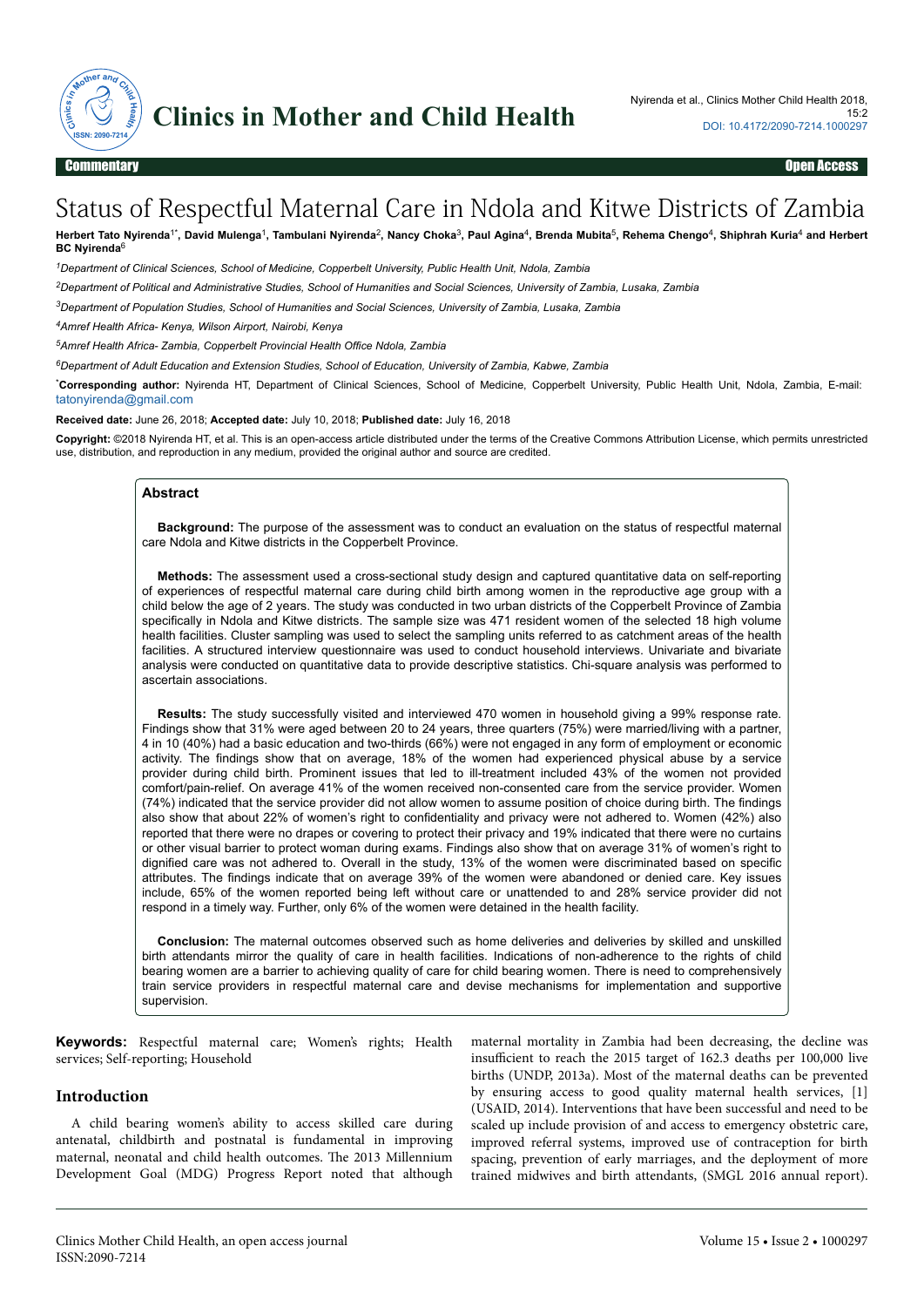# Status of Respectful Maternal Care in Ndola and Kitwe Districts of Zambia

**Herbert Tato Nyirenda[1*], David Mulenga[1], Tambulani Nyirenda[2], Nancy Choka[3], Paul Agina[4], Brenda Mubita[5], Rehema Chengo[4], Shiphrah Kuria[4] and Herbert BC Nyirenda[6]**

[1]*Department of Clinical Sciences, School of Medicine, Copperbelt University, Public Health Unit, Ndola, Zambia*

[2]*Department of Political and Administrative Studies, School of Humanities and Social Sciences, University of Zambia, Lusaka, Zambia*

[3]*Department of Population Studies, School of Humanities and Social Sciences, University of Zambia, Lusaka, Zambia*

[4]*Amref Health Africa- Kenya, Wilson Airport, Nairobi, Kenya*

[5]*Amref Health Africa- Zambia, Copperbelt Provincial Health Office Ndola, Zambia*

[6]*Department of Adult Education and Extension Studies, School of Education, University of Zambia, Kabwe, Zambia*

[*]**Corresponding author:** Nyirenda HT, Department of Clinical Sciences, School of Medicine, Copperbelt University, Public Health Unit, Ndola, Zambia, E-mail: tatonyirenda@gmail.com

**Received date:** June 26, 2018; **Accepted date:** July 10, 2018; **Published date:** July 16, 2018

**Copyright:** ©2018 Nyirenda HT, et al. This is an open-access article distributed under the terms of the Creative Commons Attribution License, which permits unrestricted use, distribution, and reproduction in any medium, provided the original author and source are credited.

## Abstract

**Background:** The purpose of the assessment was to conduct an evaluation on the status of respectful maternal care Ndola and Kitwe districts in the Copperbelt Province.

**Methods:** The assessment used a cross-sectional study design and captured quantitative data on self-reporting of experiences of respectful maternal care during child birth among women in the reproductive age group with a child below the age of 2 years. The study was conducted in two urban districts of the Copperbelt Province of Zambia specifically in Ndola and Kitwe districts. The sample size was 471 resident women of the selected 18 high volume health facilities. Cluster sampling was used to select the sampling units referred to as catchment areas of the health facilities. A structured interview questionnaire was used to conduct household interviews. Univariate and bivariate analysis were conducted on quantitative data to provide descriptive statistics. Chi-square analysis was performed to ascertain associations.

**Results:** The study successfully visited and interviewed 470 women in household giving a 99% response rate. Findings show that 31% were aged between 20 to 24 years, three quarters (75%) were married/living with a partner, 4 in 10 (40%) had a basic education and two-thirds (66%) were not engaged in any form of employment or economic activity. The findings show that on average, 18% of the women had experienced physical abuse by a service provider during child birth. Prominent issues that led to ill-treatment included 43% of the women not provided comfort/pain-relief. On average 41% of the women received non-consented care from the service provider. Women (74%) indicated that the service provider did not allow women to assume position of choice during birth. The findings also show that about 22% of women's right to confidentiality and privacy were not adhered to. Women (42%) also reported that there were no drapes or covering to protect their privacy and 19% indicated that there were no curtains or other visual barrier to protect woman during exams. Findings also show that on average 31% of women's right to dignified care was not adhered to. Overall in the study, 13% of the women were discriminated based on specific attributes. The findings indicate that on average 39% of the women were abandoned or denied care. Key issues include, 65% of the women reported being left without care or unattended to and 28% service provider did not respond in a timely way. Further, only 6% of the women were detained in the health facility.

**Conclusion:** The maternal outcomes observed such as home deliveries and deliveries by skilled and unskilled birth attendants mirror the quality of care in health facilities. Indications of non-adherence to the rights of child bearing women are a barrier to achieving quality of care for child bearing women. There is need to comprehensively train service providers in respectful maternal care and devise mechanisms for implementation and supportive supervision.

**Keywords:** Respectful maternal care; Women's rights; Health services; Self-reporting; Household

## Introduction

A child bearing women's ability to access skilled care during antenatal, childbirth and postnatal is fundamental in improving maternal, neonatal and child health outcomes. The 2013 Millennium Development Goal (MDG) Progress Report noted that although maternal mortality in Zambia had been decreasing, the decline was insufficient to reach the 2015 target of 162.3 deaths per 100,000 live births (UNDP, 2013a). Most of the maternal deaths can be prevented by ensuring access to good quality maternal health services, [1] (USAID, 2014). Interventions that have been successful and need to be scaled up include provision of and access to emergency obstetric care, improved referral systems, improved use of contraception for birth spacing, prevention of early marriages, and the deployment of more trained midwives and birth attendants, (SMGL 2016 annual report).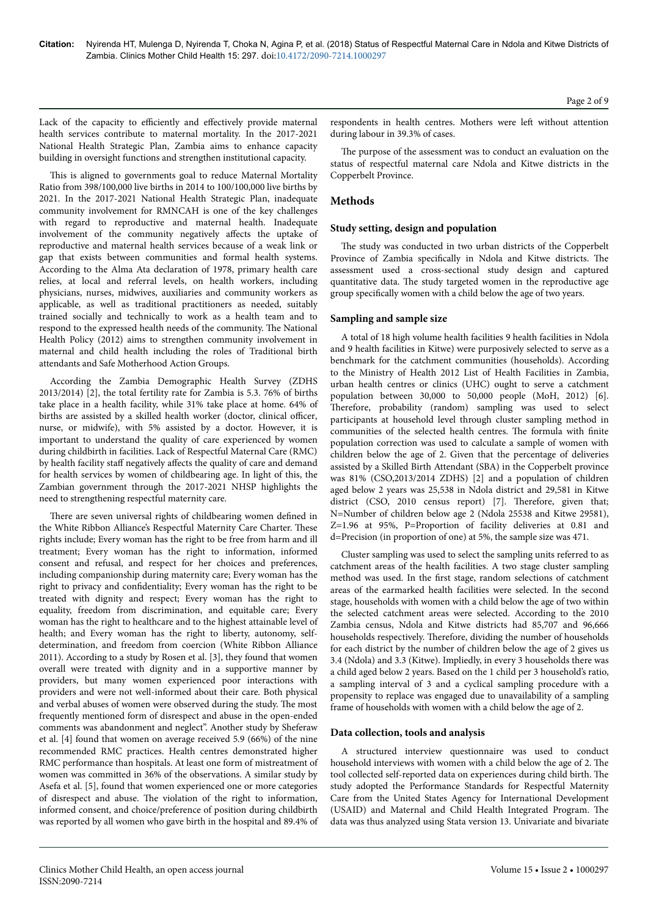Lack of the capacity to efficiently and effectively provide maternal health services contribute to maternal mortality. In the 2017-2021 National Health Strategic Plan, Zambia aims to enhance capacity building in oversight functions and strengthen institutional capacity.

This is aligned to governments goal to reduce Maternal Mortality Ratio from 398/100,000 live births in 2014 to 100/100,000 live births by 2021. In the 2017-2021 National Health Strategic Plan, inadequate community involvement for RMNCAH is one of the key challenges with regard to reproductive and maternal health. Inadequate involvement of the community negatively affects the uptake of reproductive and maternal health services because of a weak link or gap that exists between communities and formal health systems. According to the Alma Ata declaration of 1978, primary health care relies, at local and referral levels, on health workers, including physicians, nurses, midwives, auxiliaries and community workers as applicable, as well as traditional practitioners as needed, suitably trained socially and technically to work as a health team and to respond to the expressed health needs of the community. The National Health Policy (2012) aims to strengthen community involvement in maternal and child health including the roles of Traditional birth attendants and Safe Motherhood Action Groups.

According the Zambia Demographic Health Survey (ZDHS 2013/2014) [2], the total fertility rate for Zambia is 5.3. 76% of births take place in a health facility, while 31% take place at home. 64% of births are assisted by a skilled health worker (doctor, clinical officer, nurse, or midwife), with 5% assisted by a doctor. However, it is important to understand the quality of care experienced by women during childbirth in facilities. Lack of Respectful Maternal Care (RMC) by health facility staff negatively affects the quality of care and demand for health services by women of childbearing age. In light of this, the Zambian government through the 2017-2021 NHSP highlights the need to strengthening respectful maternity care.

There are seven universal rights of childbearing women defined in the White Ribbon Alliance's Respectful Maternity Care Charter. These rights include; Every woman has the right to be free from harm and ill treatment; Every woman has the right to information, informed consent and refusal, and respect for her choices and preferences, including companionship during maternity care; Every woman has the right to privacy and confidentiality; Every woman has the right to be treated with dignity and respect; Every woman has the right to equality, freedom from discrimination, and equitable care; Every woman has the right to healthcare and to the highest attainable level of health; and Every woman has the right to liberty, autonomy, self-determination, and freedom from coercion (White Ribbon Alliance 2011). According to a study by Rosen et al. [3], they found that women overall were treated with dignity and in a supportive manner by providers, but many women experienced poor interactions with providers and were not well-informed about their care. Both physical and verbal abuses of women were observed during the study. The most frequently mentioned form of disrespect and abuse in the open-ended comments was abandonment and neglect". Another study by Sheferaw et al. [4] found that women on average received 5.9 (66%) of the nine recommended RMC practices. Health centres demonstrated higher RMC performance than hospitals. At least one form of mistreatment of women was committed in 36% of the observations. A similar study by Asefa et al. [5], found that women experienced one or more categories of disrespect and abuse. The violation of the right to information, informed consent, and choice/preference of position during childbirth was reported by all women who gave birth in the hospital and 89.4% of respondents in health centres. Mothers were left without attention during labour in 39.3% of cases.

The purpose of the assessment was to conduct an evaluation on the status of respectful maternal care Ndola and Kitwe districts in the Copperbelt Province.

## Methods

### Study setting, design and population

The study was conducted in two urban districts of the Copperbelt Province of Zambia specifically in Ndola and Kitwe districts. The assessment used a cross-sectional study design and captured quantitative data. The study targeted women in the reproductive age group specifically women with a child below the age of two years.

### Sampling and sample size

A total of 18 high volume health facilities 9 health facilities in Ndola and 9 health facilities in Kitwe) were purposively selected to serve as a benchmark for the catchment communities (households). According to the Ministry of Health 2012 List of Health Facilities in Zambia, urban health centres or clinics (UHC) ought to serve a catchment population between 30,000 to 50,000 people (MoH, 2012) [6]. Therefore, probability (random) sampling was used to select participants at household level through cluster sampling method in communities of the selected health centres. The formula with finite population correction was used to calculate a sample of women with children below the age of 2. Given that the percentage of deliveries assisted by a Skilled Birth Attendant (SBA) in the Copperbelt province was 81% (CSO,2013/2014 ZDHS) [2] and a population of children aged below 2 years was 25,538 in Ndola district and 29,581 in Kitwe district (CSO, 2010 census report) [7]. Therefore, given that; N=Number of children below age 2 (Ndola 25538 and Kitwe 29581), Z=1.96 at 95%, P=Proportion of facility deliveries at 0.81 and d=Precision (in proportion of one) at 5%, the sample size was 471.

Cluster sampling was used to select the sampling units referred to as catchment areas of the health facilities. A two stage cluster sampling method was used. In the first stage, random selections of catchment areas of the earmarked health facilities were selected. In the second stage, households with women with a child below the age of two within the selected catchment areas were selected. According to the 2010 Zambia census, Ndola and Kitwe districts had 85,707 and 96,666 households respectively. Therefore, dividing the number of households for each district by the number of children below the age of 2 gives us 3.4 (Ndola) and 3.3 (Kitwe). Impliedly, in every 3 households there was a child aged below 2 years. Based on the 1 child per 3 household's ratio, a sampling interval of 3 and a cyclical sampling procedure with a propensity to replace was engaged due to unavailability of a sampling frame of households with women with a child below the age of 2.

### Data collection, tools and analysis

A structured interview questionnaire was used to conduct household interviews with women with a child below the age of 2. The tool collected self-reported data on experiences during child birth. The study adopted the Performance Standards for Respectful Maternity Care from the United States Agency for International Development (USAID) and Maternal and Child Health Integrated Program. The data was thus analyzed using Stata version 13. Univariate and bivariate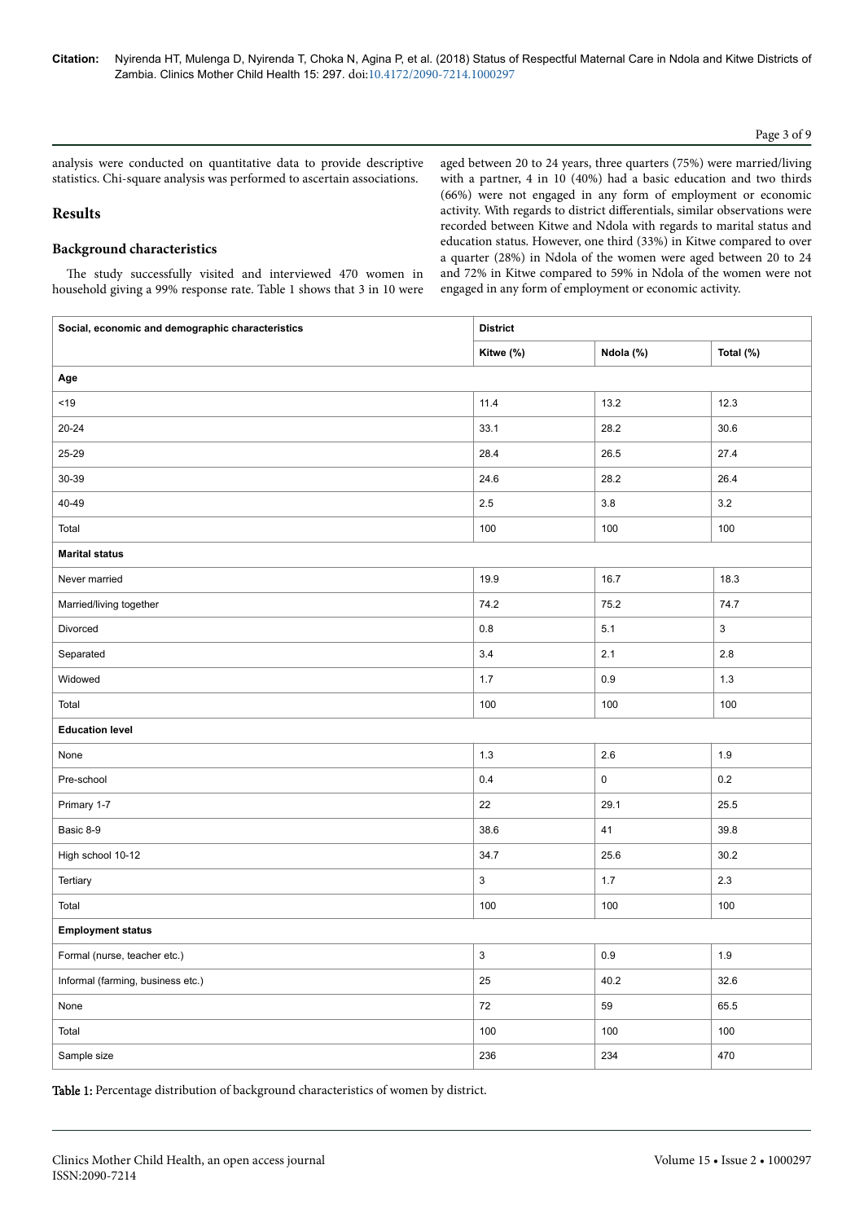analysis were conducted on quantitative data to provide descriptive statistics. Chi-square analysis was performed to ascertain associations.

## Results

### Background characteristics

The study successfully visited and interviewed 470 women in household giving a 99% response rate. Table 1 shows that 3 in 10 were aged between 20 to 24 years, three quarters (75%) were married/living with a partner, 4 in 10 (40%) had a basic education and two thirds (66%) were not engaged in any form of employment or economic activity. With regards to district differentials, similar observations were recorded between Kitwe and Ndola with regards to marital status and education status. However, one third (33%) in Kitwe compared to over a quarter (28%) in Ndola of the women were aged between 20 to 24 and 72% in Kitwe compared to 59% in Ndola of the women were not engaged in any form of employment or economic activity.

| Social, economic and demographic characteristics | District | | |
|---|---|---|---|
| | Kitwe (%) | Ndola (%) | Total (%) |
| **Age** | | | |
| <19 | 11.4 | 13.2 | 12.3 |
| 20-24 | 33.1 | 28.2 | 30.6 |
| 25-29 | 28.4 | 26.5 | 27.4 |
| 30-39 | 24.6 | 28.2 | 26.4 |
| 40-49 | 2.5 | 3.8 | 3.2 |
| Total | 100 | 100 | 100 |
| **Marital status** | | | |
| Never married | 19.9 | 16.7 | 18.3 |
| Married/living together | 74.2 | 75.2 | 74.7 |
| Divorced | 0.8 | 5.1 | 3 |
| Separated | 3.4 | 2.1 | 2.8 |
| Widowed | 1.7 | 0.9 | 1.3 |
| Total | 100 | 100 | 100 |
| **Education level** | | | |
| None | 1.3 | 2.6 | 1.9 |
| Pre-school | 0.4 | 0 | 0.2 |
| Primary 1-7 | 22 | 29.1 | 25.5 |
| Basic 8-9 | 38.6 | 41 | 39.8 |
| High school 10-12 | 34.7 | 25.6 | 30.2 |
| Tertiary | 3 | 1.7 | 2.3 |
| Total | 100 | 100 | 100 |
| **Employment status** | | | |
| Formal (nurse, teacher etc.) | 3 | 0.9 | 1.9 |
| Informal (farming, business etc.) | 25 | 40.2 | 32.6 |
| None | 72 | 59 | 65.5 |
| Total | 100 | 100 | 100 |
| Sample size | 236 | 234 | 470 |

**Table 1:** Percentage distribution of background characteristics of women by district.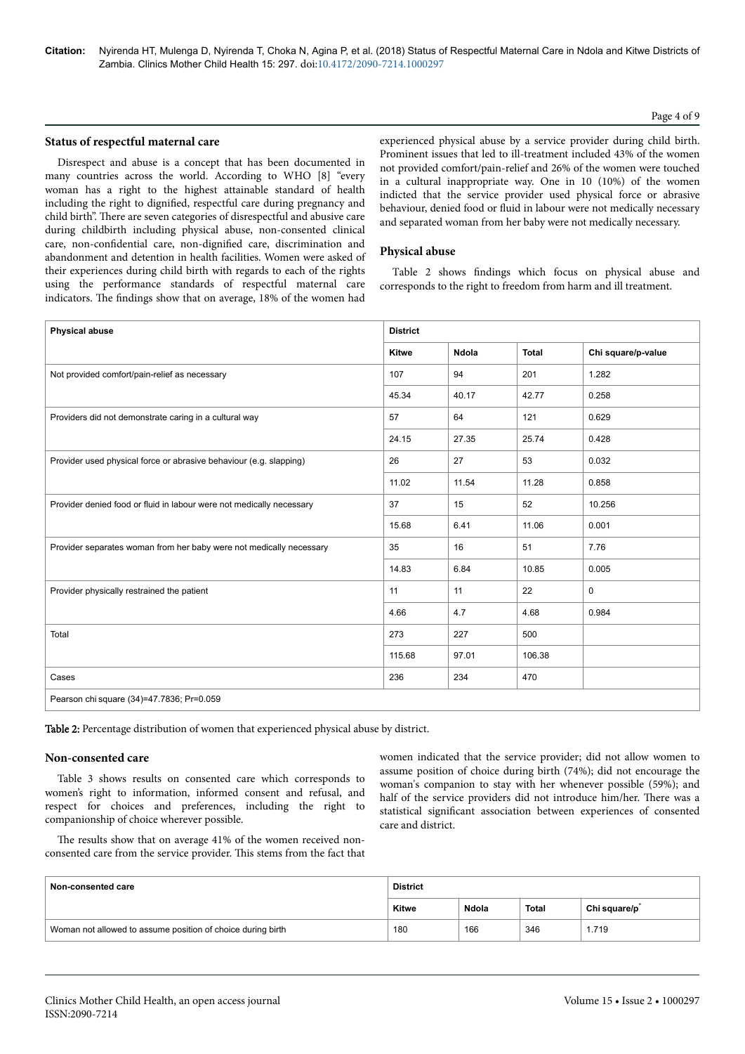### Status of respectful maternal care

Disrespect and abuse is a concept that has been documented in many countries across the world. According to WHO [8] "every woman has a right to the highest attainable standard of health including the right to dignified, respectful care during pregnancy and child birth". There are seven categories of disrespectful and abusive care during childbirth including physical abuse, non-consented clinical care, non-confidential care, non-dignified care, discrimination and abandonment and detention in health facilities. Women were asked of their experiences during child birth with regards to each of the rights using the performance standards of respectful maternal care indicators. The findings show that on average, 18% of the women had experienced physical abuse by a service provider during child birth. Prominent issues that led to ill-treatment included 43% of the women not provided comfort/pain-relief and 26% of the women were touched in a cultural inappropriate way. One in 10 (10%) of the women indicted that the service provider used physical force or abrasive behaviour, denied food or fluid in labour were not medically necessary and separated woman from her baby were not medically necessary.

### Physical abuse

Table 2 shows findings which focus on physical abuse and corresponds to the right to freedom from harm and ill treatment.

| Physical abuse | District | | | |
|---|---|---|---|---|
| | Kitwe | Ndola | Total | Chi square/p-value |
| Not provided comfort/pain-relief as necessary | 107 | 94 | 201 | 1.282 |
| | 45.34 | 40.17 | 42.77 | 0.258 |
| Providers did not demonstrate caring in a cultural way | 57 | 64 | 121 | 0.629 |
| | 24.15 | 27.35 | 25.74 | 0.428 |
| Provider used physical force or abrasive behaviour (e.g. slapping) | 26 | 27 | 53 | 0.032 |
| | 11.02 | 11.54 | 11.28 | 0.858 |
| Provider denied food or fluid in labour were not medically necessary | 37 | 15 | 52 | 10.256 |
| | 15.68 | 6.41 | 11.06 | 0.001 |
| Provider separates woman from her baby were not medically necessary | 35 | 16 | 51 | 7.76 |
| | 14.83 | 6.84 | 10.85 | 0.005 |
| Provider physically restrained the patient | 11 | 11 | 22 | 0 |
| | 4.66 | 4.7 | 4.68 | 0.984 |
| Total | 273 | 227 | 500 | |
| | 115.68 | 97.01 | 106.38 | |
| Cases | 236 | 234 | 470 | |
| Pearson chi square (34)=47.7836; Pr=0.059 | | | | |

**Table 2:** Percentage distribution of women that experienced physical abuse by district.

### Non-consented care

Table 3 shows results on consented care which corresponds to women's right to information, informed consent and refusal, and respect for choices and preferences, including the right to companionship of choice wherever possible.

The results show that on average 41% of the women received non-consented care from the service provider. This stems from the fact that women indicated that the service provider; did not allow women to assume position of choice during birth (74%); did not encourage the woman's companion to stay with her whenever possible (59%); and half of the service providers did not introduce him/her. There was a statistical significant association between experiences of consented care and district.

| Non-consented care | District | | | |
|---|---|---|---|---|
| | Kitwe | Ndola | Total | Chi square/p* |
| Woman not allowed to assume position of choice during birth | 180 | 166 | 346 | 1.719 |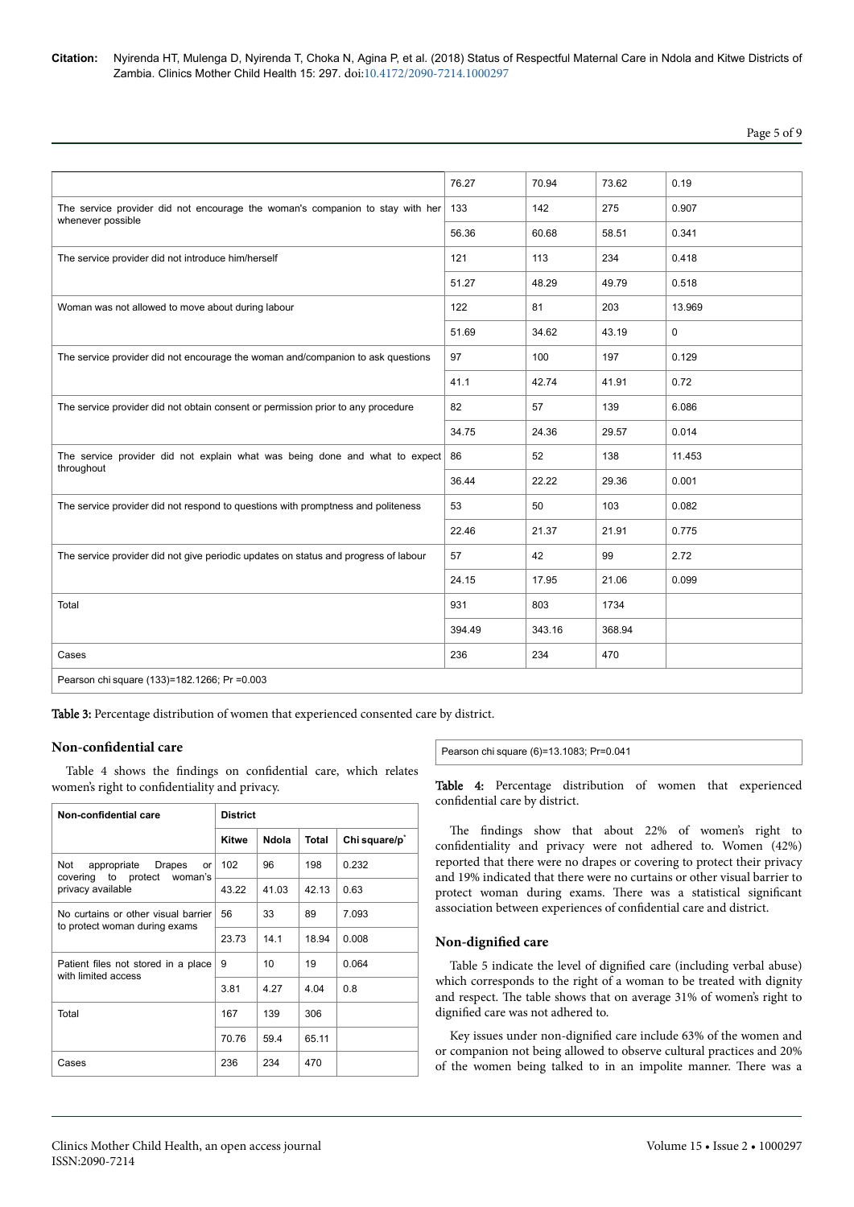| | | | | |
|---|---|---|---|---|
| | 76.27 | 70.94 | 73.62 | 0.19 |
| The service provider did not encourage the woman's companion to stay with her whenever possible | 133 | 142 | 275 | 0.907 |
| | 56.36 | 60.68 | 58.51 | 0.341 |
| The service provider did not introduce him/herself | 121 | 113 | 234 | 0.418 |
| | 51.27 | 48.29 | 49.79 | 0.518 |
| Woman was not allowed to move about during labour | 122 | 81 | 203 | 13.969 |
| | 51.69 | 34.62 | 43.19 | 0 |
| The service provider did not encourage the woman and/companion to ask questions | 97 | 100 | 197 | 0.129 |
| | 41.1 | 42.74 | 41.91 | 0.72 |
| The service provider did not obtain consent or permission prior to any procedure | 82 | 57 | 139 | 6.086 |
| | 34.75 | 24.36 | 29.57 | 0.014 |
| The service provider did not explain what was being done and what to expect throughout | 86 | 52 | 138 | 11.453 |
| | 36.44 | 22.22 | 29.36 | 0.001 |
| The service provider did not respond to questions with promptness and politeness | 53 | 50 | 103 | 0.082 |
| | 22.46 | 21.37 | 21.91 | 0.775 |
| The service provider did not give periodic updates on status and progress of labour | 57 | 42 | 99 | 2.72 |
| | 24.15 | 17.95 | 21.06 | 0.099 |
| Total | 931 | 803 | 1734 | |
| | 394.49 | 343.16 | 368.94 | |
| Cases | 236 | 234 | 470 | |
| Pearson chi square (133)=182.1266; Pr =0.003 | | | | |

**Table 3:** Percentage distribution of women that experienced consented care by district.

## Non-confidential care

Table 4 shows the findings on confidential care, which relates women's right to confidentiality and privacy.

| Non-confidential care | District | | | |
|---|---|---|---|---|
| | Kitwe | Ndola | Total | Chi square/p* |
| Not appropriate Drapes or covering to protect woman's privacy available | 102 | 96 | 198 | 0.232 |
| | 43.22 | 41.03 | 42.13 | 0.63 |
| No curtains or other visual barrier to protect woman during exams | 56 | 33 | 89 | 7.093 |
| | 23.73 | 14.1 | 18.94 | 0.008 |
| Patient files not stored in a place with limited access | 9 | 10 | 19 | 0.064 |
| | 3.81 | 4.27 | 4.04 | 0.8 |
| Total | 167 | 139 | 306 | |
| | 70.76 | 59.4 | 65.11 | |
| Cases | 236 | 234 | 470 | |
| Pearson chi square (6)=13.1083; Pr=0.041 | | | | |

**Table 4:** Percentage distribution of women that experienced confidential care by district.

The findings show that about 22% of women's right to confidentiality and privacy were not adhered to. Women (42%) reported that there were no drapes or covering to protect their privacy and 19% indicated that there were no curtains or other visual barrier to protect woman during exams. There was a statistical significant association between experiences of confidential care and district.

## Non-dignified care

Table 5 indicate the level of dignified care (including verbal abuse) which corresponds to the right of a woman to be treated with dignity and respect. The table shows that on average 31% of women's right to dignified care was not adhered to.

Key issues under non-dignified care include 63% of the women and or companion not being allowed to observe cultural practices and 20% of the women being talked to in an impolite manner. There was a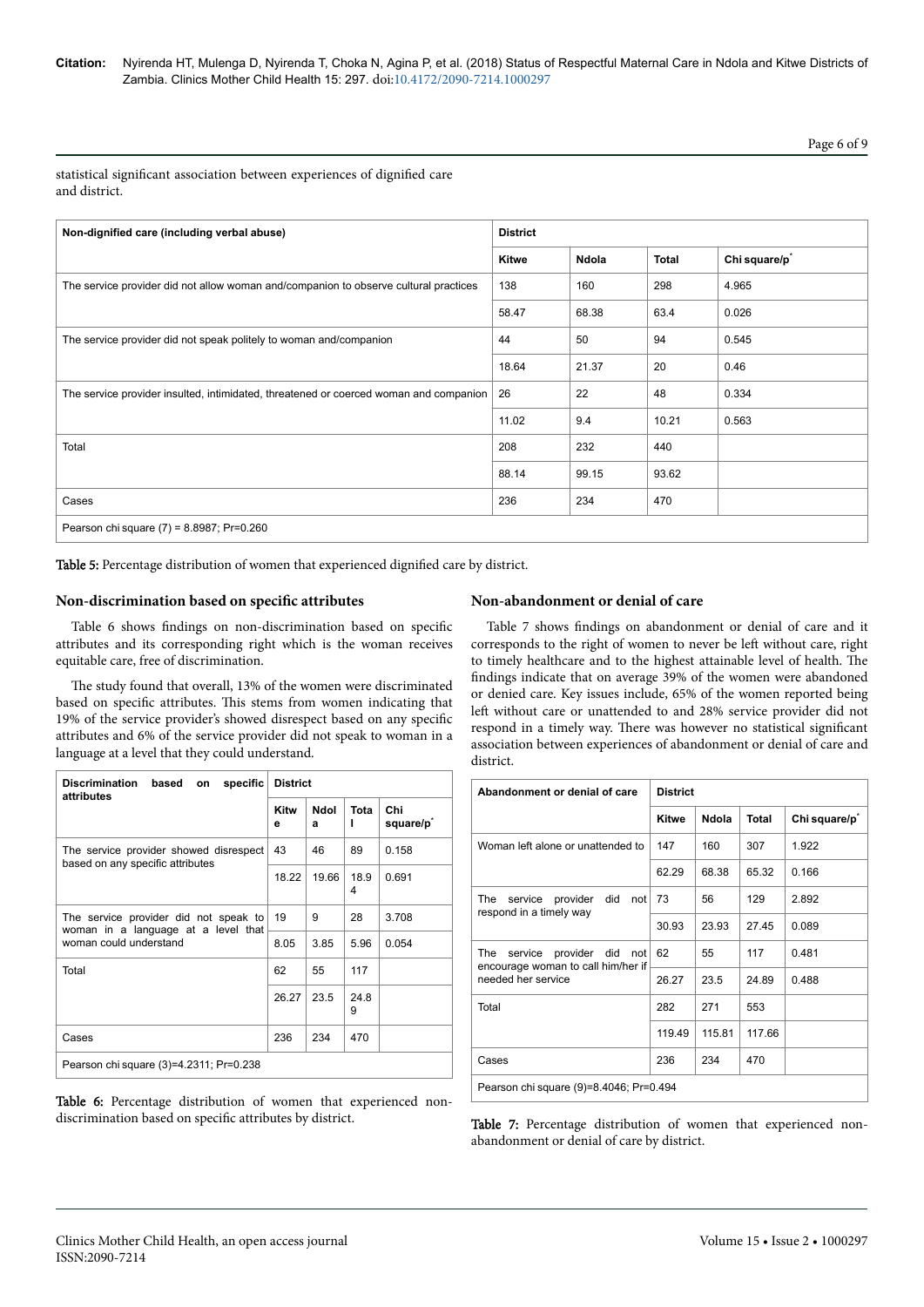statistical significant association between experiences of dignified care and district.

| Non-dignified care (including verbal abuse) | District | | | |
|---|---|---|---|---|
| | Kitwe | Ndola | Total | Chi square/p* |
| The service provider did not allow woman and/companion to observe cultural practices | 138 | 160 | 298 | 4.965 |
| | 58.47 | 68.38 | 63.4 | 0.026 |
| The service provider did not speak politely to woman and/companion | 44 | 50 | 94 | 0.545 |
| | 18.64 | 21.37 | 20 | 0.46 |
| The service provider insulted, intimidated, threatened or coerced woman and companion | 26 | 22 | 48 | 0.334 |
| | 11.02 | 9.4 | 10.21 | 0.563 |
| Total | 208 | 232 | 440 | |
| | 88.14 | 99.15 | 93.62 | |
| Cases | 236 | 234 | 470 | |
| Pearson chi square (7) = 8.8987; Pr=0.260 | | | | |

**Table 5:** Percentage distribution of women that experienced dignified care by district.

## Non-discrimination based on specific attributes

Table 6 shows findings on non-discrimination based on specific attributes and its corresponding right which is the woman receives equitable care, free of discrimination.

The study found that overall, 13% of the women were discriminated based on specific attributes. This stems from women indicating that 19% of the service provider's showed disrespect based on any specific attributes and 6% of the service provider did not speak to woman in a language at a level that they could understand.

| Discrimination based on specific attributes | District | | | |
|---|---|---|---|---|
| | Kitwe | Ndola | Total | Chi square/p* |
| The service provider showed disrespect based on any specific attributes | 43 | 46 | 89 | 0.158 |
| | 18.22 | 19.66 | 18.94 | 0.691 |
| The service provider did not speak to woman in a language at a level that woman could understand | 19 | 9 | 28 | 3.708 |
| | 8.05 | 3.85 | 5.96 | 0.054 |
| Total | 62 | 55 | 117 | |
| | 26.27 | 23.5 | 24.89 | |
| Cases | 236 | 234 | 470 | |
| Pearson chi square (3)=4.2311; Pr=0.238 | | | | |

**Table 6:** Percentage distribution of women that experienced non-discrimination based on specific attributes by district.

## Non-abandonment or denial of care

Table 7 shows findings on abandonment or denial of care and it corresponds to the right of women to never be left without care, right to timely healthcare and to the highest attainable level of health. The findings indicate that on average 39% of the women were abandoned or denied care. Key issues include, 65% of the women reported being left without care or unattended to and 28% service provider did not respond in a timely way. There was however no statistical significant association between experiences of abandonment or denial of care and district.

| Abandonment or denial of care | District | | | |
|---|---|---|---|---|
| | Kitwe | Ndola | Total | Chi square/p* |
| Woman left alone or unattended to | 147 | 160 | 307 | 1.922 |
| | 62.29 | 68.38 | 65.32 | 0.166 |
| The service provider did not respond in a timely way | 73 | 56 | 129 | 2.892 |
| | 30.93 | 23.93 | 27.45 | 0.089 |
| The service provider did not encourage woman to call him/her if needed her service | 62 | 55 | 117 | 0.481 |
| | 26.27 | 23.5 | 24.89 | 0.488 |
| Total | 282 | 271 | 553 | |
| | 119.49 | 115.81 | 117.66 | |
| Cases | 236 | 234 | 470 | |
| Pearson chi square (9)=8.4046; Pr=0.494 | | | | |

**Table 7:** Percentage distribution of women that experienced non-abandonment or denial of care by district.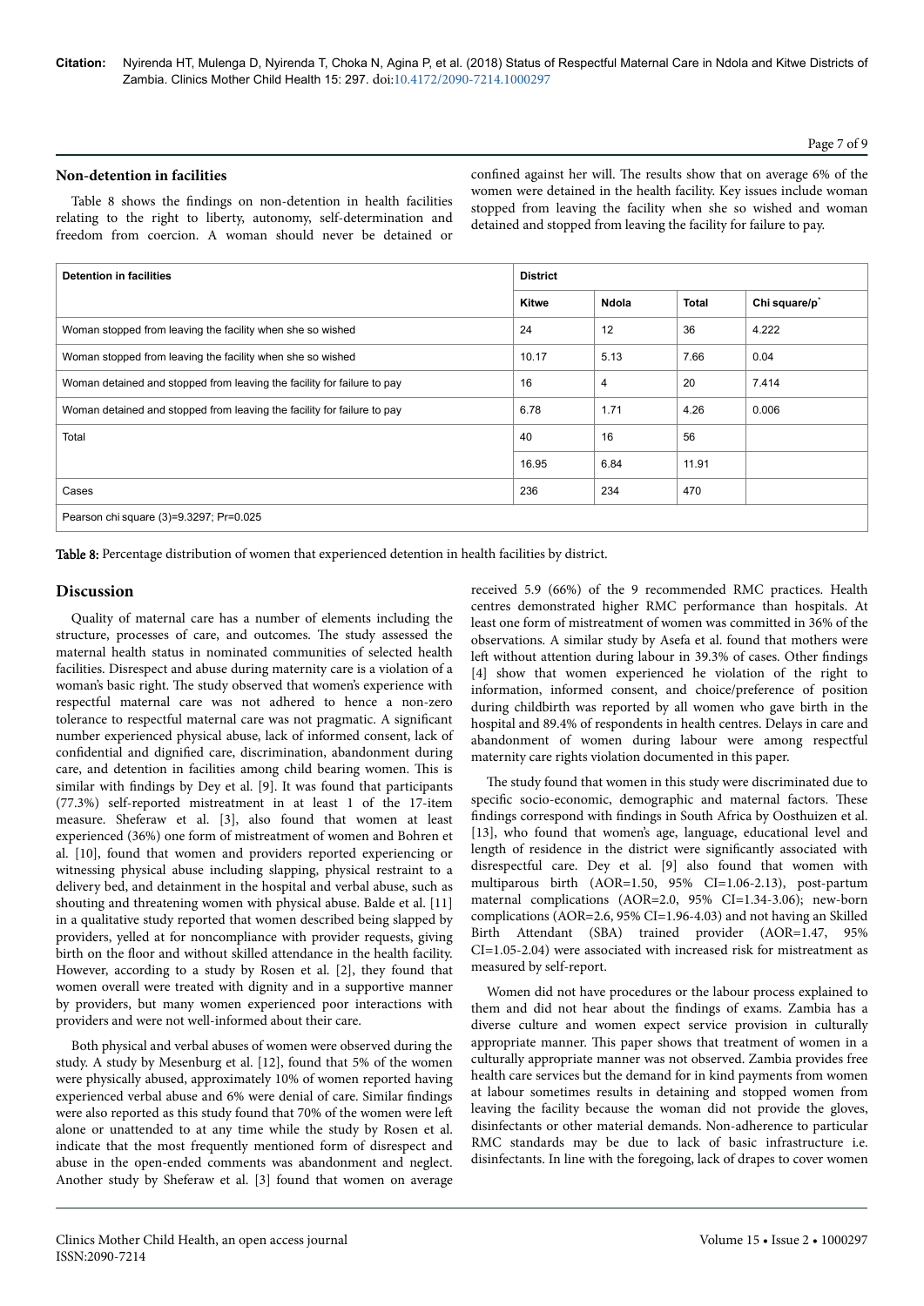### Non-detention in facilities

Table 8 shows the findings on non-detention in health facilities relating to the right to liberty, autonomy, self-determination and freedom from coercion. A woman should never be detained or confined against her will. The results show that on average 6% of the women were detained in the health facility. Key issues include woman stopped from leaving the facility when she so wished and woman detained and stopped from leaving the facility for failure to pay.

| Detention in facilities | District | | | |
|---|---|---|---|---|
| | Kitwe | Ndola | Total | Chi square/p* |
| Woman stopped from leaving the facility when she so wished | 24 | 12 | 36 | 4.222 |
| Woman stopped from leaving the facility when she so wished | 10.17 | 5.13 | 7.66 | 0.04 |
| Woman detained and stopped from leaving the facility for failure to pay | 16 | 4 | 20 | 7.414 |
| Woman detained and stopped from leaving the facility for failure to pay | 6.78 | 1.71 | 4.26 | 0.006 |
| Total | 40 | 16 | 56 | |
| | 16.95 | 6.84 | 11.91 | |
| Cases | 236 | 234 | 470 | |
| Pearson chi square (3)=9.3297; Pr=0.025 | | | | |

**Table 8:** Percentage distribution of women that experienced detention in health facilities by district.

## Discussion

Quality of maternal care has a number of elements including the structure, processes of care, and outcomes. The study assessed the maternal health status in nominated communities of selected health facilities. Disrespect and abuse during maternity care is a violation of a woman's basic right. The study observed that women's experience with respectful maternal care was not adhered to hence a non-zero tolerance to respectful maternal care was not pragmatic. A significant number experienced physical abuse, lack of informed consent, lack of confidential and dignified care, discrimination, abandonment during care, and detention in facilities among child bearing women. This is similar with findings by Dey et al. [9]. It was found that participants (77.3%) self-reported mistreatment in at least 1 of the 17-item measure. Sheferaw et al. [3], also found that women at least experienced (36%) one form of mistreatment of women and Bohren et al. [10], found that women and providers reported experiencing or witnessing physical abuse including slapping, physical restraint to a delivery bed, and detainment in the hospital and verbal abuse, such as shouting and threatening women with physical abuse. Balde et al. [11] in a qualitative study reported that women described being slapped by providers, yelled at for noncompliance with provider requests, giving birth on the floor and without skilled attendance in the health facility. However, according to a study by Rosen et al. [2], they found that women overall were treated with dignity and in a supportive manner by providers, but many women experienced poor interactions with providers and were not well-informed about their care.

Both physical and verbal abuses of women were observed during the study. A study by Mesenburg et al. [12], found that 5% of the women were physically abused, approximately 10% of women reported having experienced verbal abuse and 6% were denial of care. Similar findings were also reported as this study found that 70% of the women were left alone or unattended to at any time while the study by Rosen et al. indicate that the most frequently mentioned form of disrespect and abuse in the open-ended comments was abandonment and neglect. Another study by Sheferaw et al. [3] found that women on average received 5.9 (66%) of the 9 recommended RMC practices. Health centres demonstrated higher RMC performance than hospitals. At least one form of mistreatment of women was committed in 36% of the observations. A similar study by Asefa et al. found that mothers were left without attention during labour in 39.3% of cases. Other findings [4] show that women experienced he violation of the right to information, informed consent, and choice/preference of position during childbirth was reported by all women who gave birth in the hospital and 89.4% of respondents in health centres. Delays in care and abandonment of women during labour were among respectful maternity care rights violation documented in this paper.

The study found that women in this study were discriminated due to specific socio-economic, demographic and maternal factors. These findings correspond with findings in South Africa by Oosthuizen et al. [13], who found that women's age, language, educational level and length of residence in the district were significantly associated with disrespectful care. Dey et al. [9] also found that women with multiparous birth (AOR=1.50, 95% CI=1.06-2.13), post-partum maternal complications (AOR=2.0, 95% CI=1.34-3.06); new-born complications (AOR=2.6, 95% CI=1.96-4.03) and not having an Skilled Birth Attendant (SBA) trained provider (AOR=1.47, 95% CI=1.05-2.04) were associated with increased risk for mistreatment as measured by self-report.

Women did not have procedures or the labour process explained to them and did not hear about the findings of exams. Zambia has a diverse culture and women expect service provision in culturally appropriate manner. This paper shows that treatment of women in a culturally appropriate manner was not observed. Zambia provides free health care services but the demand for in kind payments from women at labour sometimes results in detaining and stopped women from leaving the facility because the woman did not provide the gloves, disinfectants or other material demands. Non-adherence to particular RMC standards may be due to lack of basic infrastructure i.e. disinfectants. In line with the foregoing, lack of drapes to cover women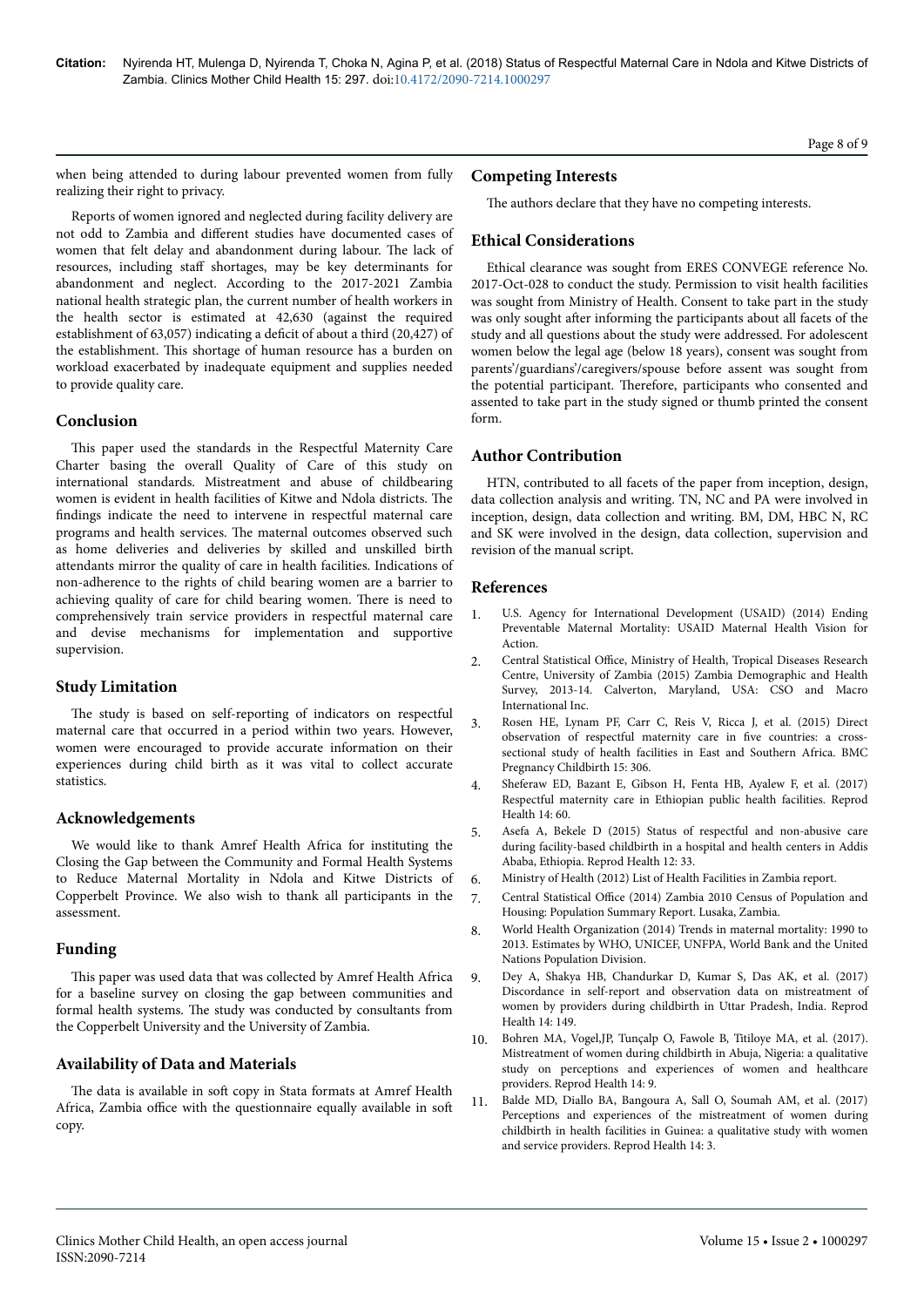when being attended to during labour prevented women from fully realizing their right to privacy.

Reports of women ignored and neglected during facility delivery are not odd to Zambia and different studies have documented cases of women that felt delay and abandonment during labour. The lack of resources, including staff shortages, may be key determinants for abandonment and neglect. According to the 2017-2021 Zambia national health strategic plan, the current number of health workers in the health sector is estimated at 42,630 (against the required establishment of 63,057) indicating a deficit of about a third (20,427) of the establishment. This shortage of human resource has a burden on workload exacerbated by inadequate equipment and supplies needed to provide quality care.

## Conclusion

This paper used the standards in the Respectful Maternity Care Charter basing the overall Quality of Care of this study on international standards. Mistreatment and abuse of childbearing women is evident in health facilities of Kitwe and Ndola districts. The findings indicate the need to intervene in respectful maternal care programs and health services. The maternal outcomes observed such as home deliveries and deliveries by skilled and unskilled birth attendants mirror the quality of care in health facilities. Indications of non-adherence to the rights of child bearing women are a barrier to achieving quality of care for child bearing women. There is need to comprehensively train service providers in respectful maternal care and devise mechanisms for implementation and supportive supervision.

## Study Limitation

The study is based on self-reporting of indicators on respectful maternal care that occurred in a period within two years. However, women were encouraged to provide accurate information on their experiences during child birth as it was vital to collect accurate statistics.

## Acknowledgements

We would like to thank Amref Health Africa for instituting the Closing the Gap between the Community and Formal Health Systems to Reduce Maternal Mortality in Ndola and Kitwe Districts of Copperbelt Province. We also wish to thank all participants in the assessment.

## Funding

This paper was used data that was collected by Amref Health Africa for a baseline survey on closing the gap between communities and formal health systems. The study was conducted by consultants from the Copperbelt University and the University of Zambia.

## Availability of Data and Materials

The data is available in soft copy in Stata formats at Amref Health Africa, Zambia office with the questionnaire equally available in soft copy.

## Competing Interests

The authors declare that they have no competing interests.

## Ethical Considerations

Ethical clearance was sought from ERES CONVEGE reference No. 2017-Oct-028 to conduct the study. Permission to visit health facilities was sought from Ministry of Health. Consent to take part in the study was only sought after informing the participants about all facets of the study and all questions about the study were addressed. For adolescent women below the legal age (below 18 years), consent was sought from parents'/guardians'/caregivers/spouse before assent was sought from the potential participant. Therefore, participants who consented and assented to take part in the study signed or thumb printed the consent form.

## Author Contribution

HTN, contributed to all facets of the paper from inception, design, data collection analysis and writing. TN, NC and PA were involved in inception, design, data collection and writing. BM, DM, HBC N, RC and SK were involved in the design, data collection, supervision and revision of the manual script.

## References

1. U.S. Agency for International Development (USAID) (2014) Ending Preventable Maternal Mortality: USAID Maternal Health Vision for Action.
2. Central Statistical Office, Ministry of Health, Tropical Diseases Research Centre, University of Zambia (2015) Zambia Demographic and Health Survey, 2013-14. Calverton, Maryland, USA: CSO and Macro International Inc.
3. Rosen HE, Lynam PF, Carr C, Reis V, Ricca J, et al. (2015) Direct observation of respectful maternity care in five countries: a cross-sectional study of health facilities in East and Southern Africa. BMC Pregnancy Childbirth 15: 306.
4. Sheferaw ED, Bazant E, Gibson H, Fenta HB, Ayalew F, et al. (2017) Respectful maternity care in Ethiopian public health facilities. Reprod Health 14: 60.
5. Asefa A, Bekele D (2015) Status of respectful and non-abusive care during facility-based childbirth in a hospital and health centers in Addis Ababa, Ethiopia. Reprod Health 12: 33.
6. Ministry of Health (2012) List of Health Facilities in Zambia report.
7. Central Statistical Office (2014) Zambia 2010 Census of Population and Housing: Population Summary Report. Lusaka, Zambia.
8. World Health Organization (2014) Trends in maternal mortality: 1990 to 2013. Estimates by WHO, UNICEF, UNFPA, World Bank and the United Nations Population Division.
9. Dey A, Shakya HB, Chandurkar D, Kumar S, Das AK, et al. (2017) Discordance in self-report and observation data on mistreatment of women by providers during childbirth in Uttar Pradesh, India. Reprod Health 14: 149.
10. Bohren MA, Vogel,JP, Tunçalp O, Fawole B, Titiloye MA, et al. (2017). Mistreatment of women during childbirth in Abuja, Nigeria: a qualitative study on perceptions and experiences of women and healthcare providers. Reprod Health 14: 9.
11. Balde MD, Diallo BA, Bangoura A, Sall O, Soumah AM, et al. (2017) Perceptions and experiences of the mistreatment of women during childbirth in health facilities in Guinea: a qualitative study with women and service providers. Reprod Health 14: 3.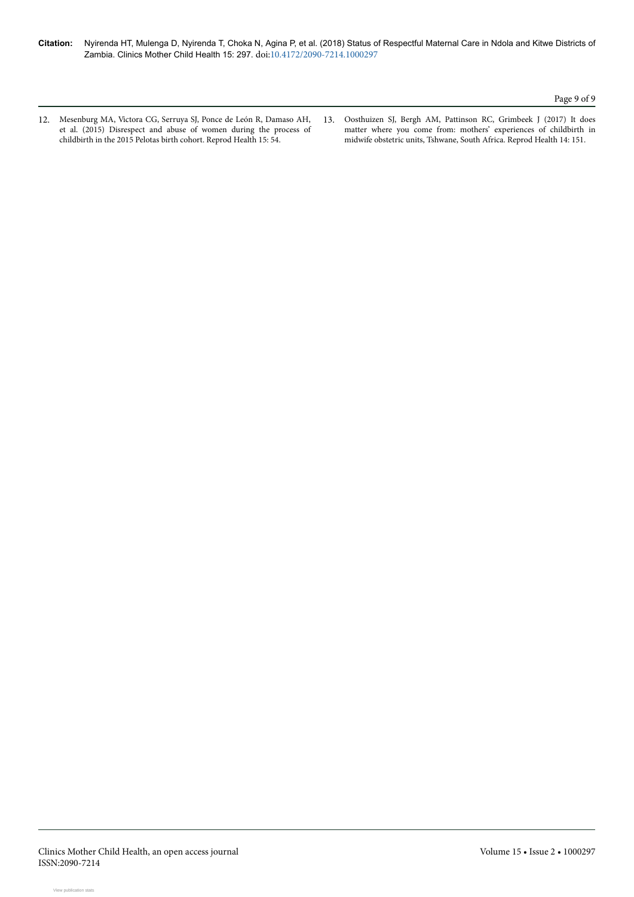12. Mesenburg MA, Victora CG, Serruya SJ, Ponce de León R, Damaso AH, et al. (2015) Disrespect and abuse of women during the process of childbirth in the 2015 Pelotas birth cohort. Reprod Health 15: 54.

13. Oosthuizen SJ, Bergh AM, Pattinson RC, Grimbeek J (2017) It does matter where you come from: mothers' experiences of childbirth in midwife obstetric units, Tshwane, South Africa. Reprod Health 14: 151.